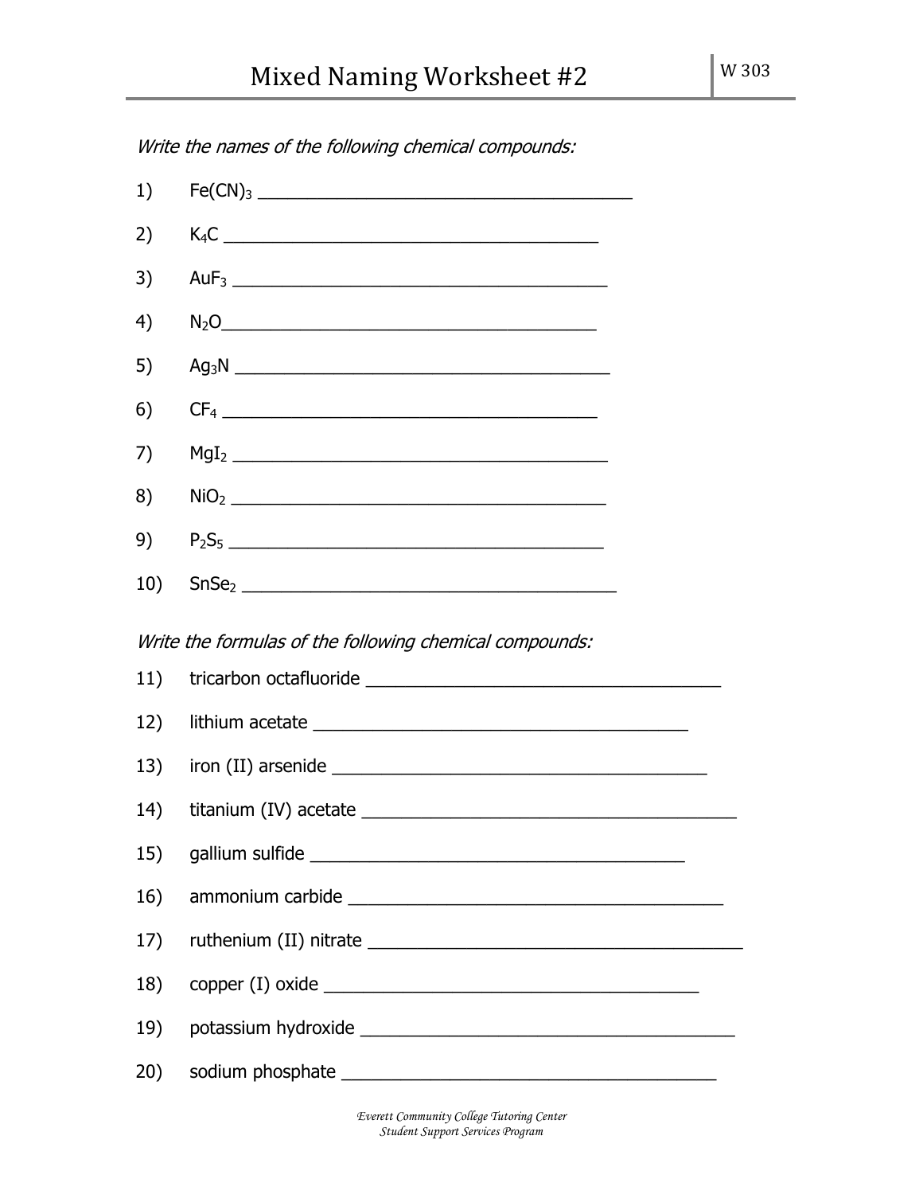# Mixed Naming Worksheet #2

W 303

*Write the names of the following chemical compounds:*

1) $Fe(CN)_3$ ______________________________________

2) $K_4C$ ______________________________________

3) $AuF_3$ ______________________________________

4) $N_2O$ ______________________________________

5) $Ag_3N$ ______________________________________

6) $CF_4$ ______________________________________

7) $MgI_2$ ______________________________________

8) $NiO_2$ ______________________________________

9) $P_2S_5$ ______________________________________

10) $SnSe_2$ ______________________________________

*Write the formulas of the following chemical compounds:*

11) tricarbon octafluoride ______________________________________

12) lithium acetate ______________________________________

13) iron (II) arsenide ______________________________________

14) titanium (IV) acetate ______________________________________

15) gallium sulfide ______________________________________

16) ammonium carbide ______________________________________

17) ruthenium (II) nitrate ______________________________________

18) copper (I) oxide ______________________________________

19) potassium hydroxide ______________________________________

20) sodium phosphate ______________________________________

*Everett Community College Tutoring Center*
*Student Support Services Program*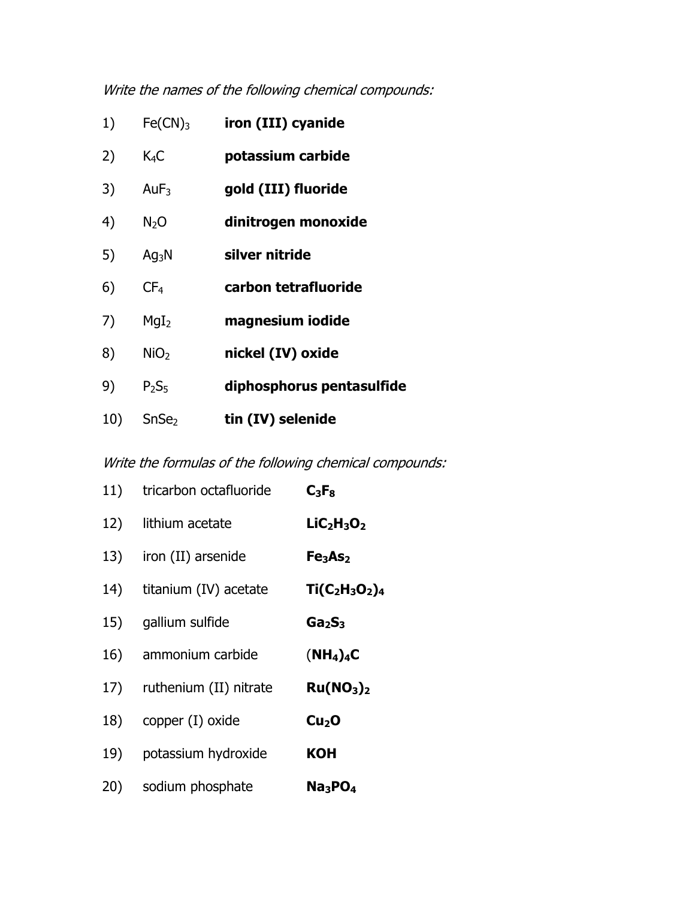*Write the names of the following chemical compounds:*

1) $Fe(CN)_3$ **iron (III) cyanide**

2) $K_4C$ **potassium carbide**

3) $AuF_3$ **gold (III) fluoride**

4) $N_2O$ **dinitrogen monoxide**

5) $Ag_3N$ **silver nitride**

6) $CF_4$ **carbon tetrafluoride**

7) $MgI_2$ **magnesium iodide**

8) $NiO_2$ **nickel (IV) oxide**

9) $P_2S_5$ **diphosphorus pentasulfide**

10) $SnSe_2$ **tin (IV) selenide**

*Write the formulas of the following chemical compounds:*

11) tricarbon octafluoride **$C_3F_8$**

12) lithium acetate **$LiC_2H_3O_2$**

13) iron (II) arsenide **$Fe_3As_2$**

14) titanium (IV) acetate **$Ti(C_2H_3O_2)_4$**

15) gallium sulfide **$Ga_2S_3$**

16) ammonium carbide **$(NH_4)_4C$**

17) ruthenium (II) nitrate **$Ru(NO_3)_2$**

18) copper (I) oxide **$Cu_2O$**

19) potassium hydroxide **KOH**

20) sodium phosphate **$Na_3PO_4$**